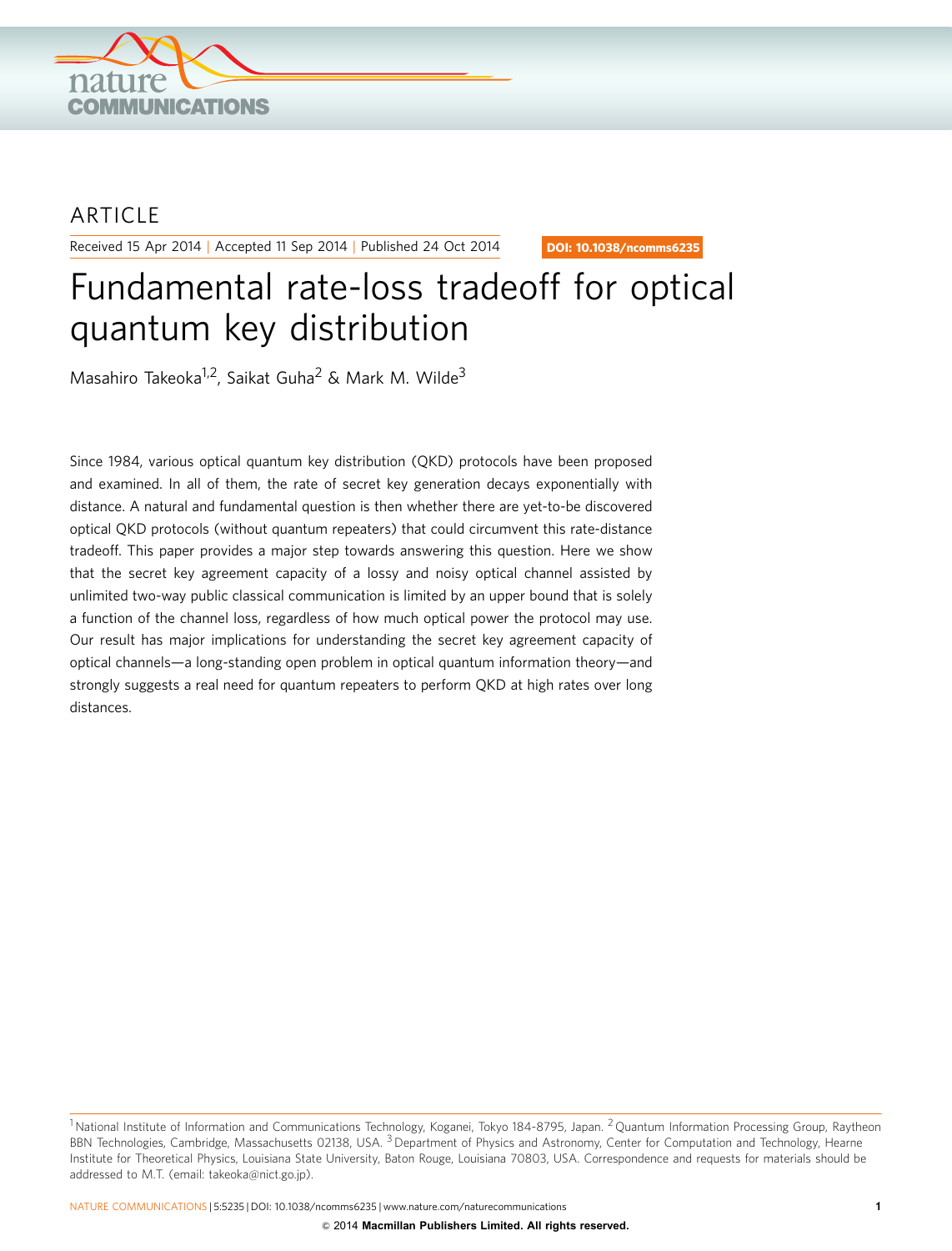ARTICLE

Received 15 Apr 2014 | Accepted 11 Sep 2014 | Published 24 Oct 2014

DOI: 10.1038/ncomms6235

# Fundamental rate-loss tradeoff for optical quantum key distribution

Masahiro Takeoka[1,2], Saikat Guha[2] & Mark M. Wilde[3]

Since 1984, various optical quantum key distribution (QKD) protocols have been proposed and examined. In all of them, the rate of secret key generation decays exponentially with distance. A natural and fundamental question is then whether there are yet-to-be discovered optical QKD protocols (without quantum repeaters) that could circumvent this rate-distance tradeoff. This paper provides a major step towards answering this question. Here we show that the secret key agreement capacity of a lossy and noisy optical channel assisted by unlimited two-way public classical communication is limited by an upper bound that is solely a function of the channel loss, regardless of how much optical power the protocol may use. Our result has major implications for understanding the secret key agreement capacity of optical channels—a long-standing open problem in optical quantum information theory—and strongly suggests a real need for quantum repeaters to perform QKD at high rates over long distances.

[1] National Institute of Information and Communications Technology, Koganei, Tokyo 184-8795, Japan. [2] Quantum Information Processing Group, Raytheon BBN Technologies, Cambridge, Massachusetts 02138, USA. [3] Department of Physics and Astronomy, Center for Computation and Technology, Hearne Institute for Theoretical Physics, Louisiana State University, Baton Rouge, Louisiana 70803, USA. Correspondence and requests for materials should be addressed to M.T. (email: takeoka@nict.go.jp).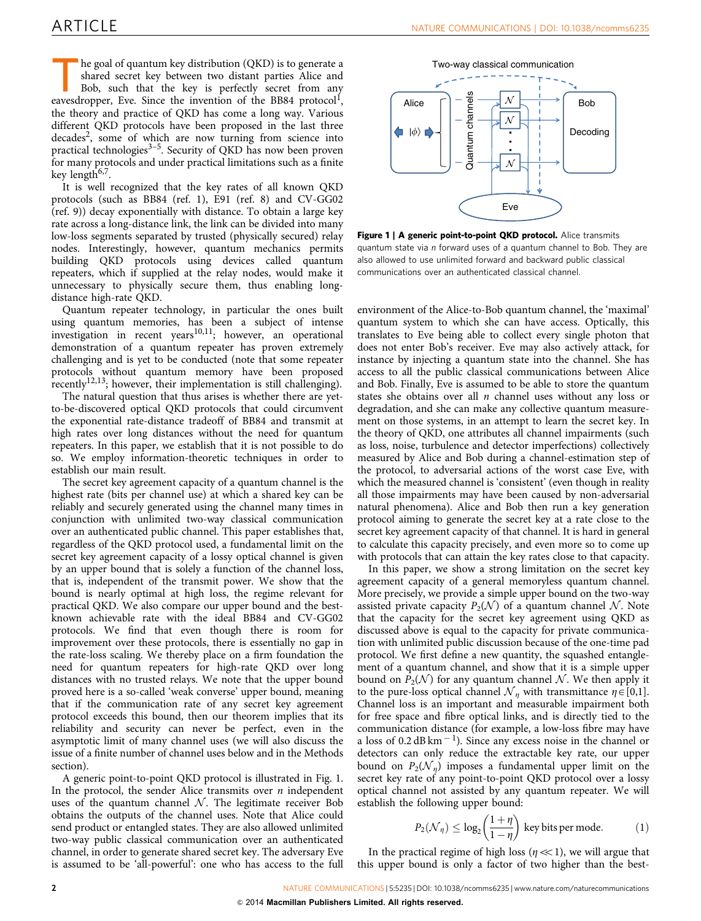The goal of quantum key distribution (QKD) is to generate a shared secret key between two distant parties Alice and Bob, such that the key is perfectly secret from any eavesdropper, Eve. Since the invention of the BB84 protocol[1], the theory and practice of QKD has come a long way. Various different QKD protocols have been proposed in the last three decades[2], some of which are now turning from science into practical technologies[3–5]. Security of QKD has now been proven for many protocols and under practical limitations such as a finite key length[6,7].

It is well recognized that the key rates of all known QKD protocols (such as BB84 (ref. 1), E91 (ref. 8) and CV-GG02 (ref. 9)) decay exponentially with distance. To obtain a large key rate across a long-distance link, the link can be divided into many low-loss segments separated by trusted (physically secured) relay nodes. Interestingly, however, quantum mechanics permits building QKD protocols using devices called quantum repeaters, which if supplied at the relay nodes, would make it unnecessary to physically secure them, thus enabling long-distance high-rate QKD.

Quantum repeater technology, in particular the ones built using quantum memories, has been a subject of intense investigation in recent years[10,11]; however, an operational demonstration of a quantum repeater has proven extremely challenging and is yet to be conducted (note that some repeater protocols without quantum memory have been proposed recently[12,13]; however, their implementation is still challenging).

The natural question that thus arises is whether there are yet-to-be-discovered optical QKD protocols that could circumvent the exponential rate-distance tradeoff of BB84 and transmit at high rates over long distances without the need for quantum repeaters. In this paper, we establish that it is not possible to do so. We employ information-theoretic techniques in order to establish our main result.

The secret key agreement capacity of a quantum channel is the highest rate (bits per channel use) at which a shared key can be reliably and securely generated using the channel many times in conjunction with unlimited two-way classical communication over an authenticated public channel. This paper establishes that, regardless of the QKD protocol used, a fundamental limit on the secret key agreement capacity of a lossy optical channel is given by an upper bound that is solely a function of the channel loss, that is, independent of the transmit power. We show that the bound is nearly optimal at high loss, the regime relevant for practical QKD. We also compare our upper bound and the best-known achievable rate with the ideal BB84 and CV-GG02 protocols. We find that even though there is room for improvement over these protocols, there is essentially no gap in the rate-loss scaling. We thereby place on a firm foundation the need for quantum repeaters for high-rate QKD over long distances with no trusted relays. We note that the upper bound proved here is a so-called 'weak converse' upper bound, meaning that if the communication rate of any secret key agreement protocol exceeds this bound, then our theorem implies that its reliability and security can never be perfect, even in the asymptotic limit of many channel uses (we will also discuss the issue of a finite number of channel uses below and in the Methods section).

A generic point-to-point QKD protocol is illustrated in Fig. 1. In the protocol, the sender Alice transmits over $n$ independent uses of the quantum channel $\mathcal{N}$. The legitimate receiver Bob obtains the outputs of the channel uses. Note that Alice could send product or entangled states. They are also allowed unlimited two-way public classical communication over an authenticated channel, in order to generate shared secret key. The adversary Eve is assumed to be 'all-powerful': one who has access to the full environment of the Alice-to-Bob quantum channel, the 'maximal' quantum system to which she can have access. Optically, this translates to Eve being able to collect every single photon that does not enter Bob's receiver. Eve may also actively attack, for instance by injecting a quantum state into the channel. She has access to all the public classical communications between Alice and Bob. Finally, Eve is assumed to be able to store the quantum states she obtains over all $n$ channel uses without any loss or degradation, and she can make any collective quantum measurement on those systems, in an attempt to learn the secret key. In the theory of QKD, one attributes all channel impairments (such as loss, noise, turbulence and detector imperfections) collectively measured by Alice and Bob during a channel-estimation step of the protocol, to adversarial actions of the worst case Eve, with which the measured channel is 'consistent' (even though in reality all those impairments may have been caused by non-adversarial natural phenomena). Alice and Bob then run a key generation protocol aiming to generate the secret key at a rate close to the secret key agreement capacity of that channel. It is hard in general to calculate this capacity precisely, and even more so to come up with protocols that can attain the key rates close to that capacity.

Two-way classical communication

Alice

$|\phi\rangle$

Quantum channels

$\mathcal{N}$

$\mathcal{N}$

$\mathcal{N}$

Bob

Decoding

Eve

**Figure 1 | A generic point-to-point QKD protocol.** Alice transmits quantum state via $n$ forward uses of a quantum channel to Bob. They are also allowed to use unlimited forward and backward public classical communications over an authenticated classical channel.

In this paper, we show a strong limitation on the secret key agreement capacity of a general memoryless quantum channel. More precisely, we provide a simple upper bound on the two-way assisted private capacity $P_2(\mathcal{N})$ of a quantum channel $\mathcal{N}$. Note that the capacity for the secret key agreement using QKD as discussed above is equal to the capacity for private communication with unlimited public discussion because of the one-time pad protocol. We first define a new quantity, the squashed entanglement of a quantum channel, and show that it is a simple upper bound on $P_2(\mathcal{N})$ for any quantum channel $\mathcal{N}$. We then apply it to the pure-loss optical channel $\mathcal{N}_\eta$ with transmittance $\eta \in [0,1]$. Channel loss is an important and measurable impairment both for free space and fibre optical links, and is directly tied to the communication distance (for example, a low-loss fibre may have a loss of 0.2 dB km$^{-1}$). Since any excess noise in the channel or detectors can only reduce the extractable key rate, our upper bound on $P_2(\mathcal{N}_\eta)$ imposes a fundamental upper limit on the secret key rate of any point-to-point QKD protocol over a lossy optical channel not assisted by any quantum repeater. We will establish the following upper bound:

$$P_2(\mathcal{N}_\eta) \leq \log_2\left(\frac{1+\eta}{1-\eta}\right) \text{ key bits per mode.} \tag{1}$$

In the practical regime of high loss ($\eta \ll 1$), we will argue that this upper bound is only a factor of two higher than the best-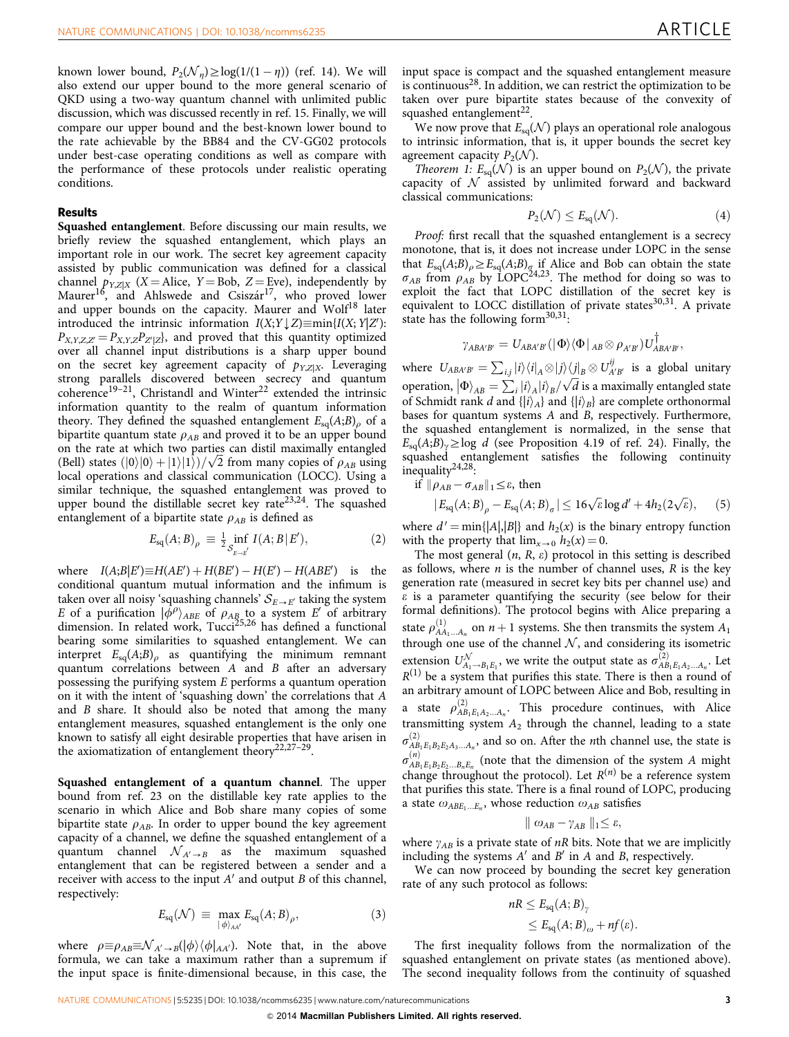known lower bound, $P_2(\mathcal{N}_\eta) \geq \log(1/(1-\eta))$ (ref. 14). We will also extend our upper bound to the more general scenario of QKD using a two-way quantum channel with unlimited public discussion, which was discussed recently in ref. 15. Finally, we will compare our upper bound and the best-known lower bound to the rate achievable by the BB84 and the CV-GG02 protocols under best-case operating conditions as well as compare with the performance of these protocols under realistic operating conditions.

## Results

**Squashed entanglement**. Before discussing our main results, we briefly review the squashed entanglement, which plays an important role in our work. The secret key agreement capacity assisted by public communication was defined for a classical channel $p_{Y,Z|X}$ ($X$ = Alice, $Y$ = Bob, $Z$ = Eve), independently by Maurer[16], and Ahlswede and Csiszár[17], who proved lower and upper bounds on the capacity. Maurer and Wolf[18] later introduced the intrinsic information $I(X;Y\downarrow Z) \equiv \min\{I(X;Y|Z'):$ $P_{X,Y,Z,Z'} = P_{X,Y,Z}P_{Z'|Z}\}$, and proved that this quantity optimized over all channel input distributions is a sharp upper bound on the secret key agreement capacity of $p_{Y,Z|X}$. Leveraging strong parallels discovered between secrecy and quantum coherence[19–21], Christandl and Winter[22] extended the intrinsic information quantity to the realm of quantum information theory. They defined the squashed entanglement $E_{sq}(A;B)_\rho$ of a bipartite quantum state $\rho_{AB}$ and proved it to be an upper bound on the rate at which two parties can distil maximally entangled (Bell) states $(|0\rangle|0\rangle + |1\rangle|1\rangle)/\sqrt{2}$ from many copies of $\rho_{AB}$ using local operations and classical communication (LOCC). Using a similar technique, the squashed entanglement was proved to upper bound the distillable secret key rate[23,24]. The squashed entanglement of a bipartite state $\rho_{AB}$ is defined as

$$E_{sq}(A;B)_\rho \equiv \frac{1}{2}\inf_{\mathcal{S}_{E\to E'}} I(A;B|E'), \tag{2}$$

where $I(A;B|E') \equiv H(AE') + H(BE') - H(E') - H(ABE')$ is the conditional quantum mutual information and the infimum is taken over all noisy 'squashing channels' $\mathcal{S}_{E\to E'}$ taking the system $E$ of a purification $|\phi^\rho\rangle_{ABE}$ of $\rho_{AB}$ to a system $E'$ of arbitrary dimension. In related work, Tucci[25,26] has defined a functional bearing some similarities to squashed entanglement. We can interpret $E_{sq}(A;B)_\rho$ as quantifying the minimum remnant quantum correlations between $A$ and $B$ after an adversary possessing the purifying system $E$ performs a quantum operation on it with the intent of 'squashing down' the correlations that $A$ and $B$ share. It should also be noted that among the many entanglement measures, squashed entanglement is the only one known to satisfy all eight desirable properties that have arisen in the axiomatization of entanglement theory[22,27–29].

**Squashed entanglement of a quantum channel**. The upper bound from ref. 23 on the distillable key rate applies to the scenario in which Alice and Bob share many copies of some bipartite state $\rho_{AB}$. In order to upper bound the key agreement capacity of a channel, we define the squashed entanglement of a quantum channel $\mathcal{N}_{A'\to B}$ as the maximum squashed entanglement that can be registered between a sender and a receiver with access to the input $A'$ and output $B$ of this channel, respectively:

$$E_{sq}(\mathcal{N}) \equiv \max_{|\phi\rangle_{AA'}} E_{sq}(A;B)_\rho, \tag{3}$$

where $\rho \equiv \rho_{AB} \equiv \mathcal{N}_{A'\to B}(|\phi\rangle\langle\phi|_{AA'})$. Note that, in the above formula, we can take a maximum rather than a supremum if the input space is finite-dimensional because, in this case, the input space is compact and the squashed entanglement measure is continuous[28]. In addition, we can restrict the optimization to be taken over pure bipartite states because of the convexity of squashed entanglement[22].

We now prove that $E_{sq}(\mathcal{N})$ plays an operational role analogous to intrinsic information, that is, it upper bounds the secret key agreement capacity $P_2(\mathcal{N})$.

*Theorem 1*: $E_{sq}(\mathcal{N})$ is an upper bound on $P_2(\mathcal{N})$, the private capacity of $\mathcal{N}$ assisted by unlimited forward and backward classical communications:

$$P_2(\mathcal{N}) \leq E_{sq}(\mathcal{N}). \tag{4}$$

*Proof*: first recall that the squashed entanglement is a secrecy monotone, that is, it does not increase under LOPC in the sense that $E_{sq}(A;B)_\rho \geq E_{sq}(A;B)_\sigma$ if Alice and Bob can obtain the state $\sigma_{AB}$ from $\rho_{AB}$ by LOPC[24,23]. The method for doing so was to exploit the fact that LOPC distillation of the secret key is equivalent to LOCC distillation of private states[30,31]. A private state has the following form[30,31]:

$$\gamma_{ABA'B'} = U_{ABA'B'}(|\Phi\rangle\langle\Phi|_{AB} \otimes \rho_{A'B'})U^\dagger_{ABA'B'},$$

where $U_{ABA'B'} = \sum_{i,j} |i\rangle\langle i|_A \otimes |j\rangle\langle j|_B \otimes U^{ij}_{A'B'}$ is a global unitary operation, $|\Phi\rangle_{AB} = \sum_i |i\rangle_A|i\rangle_B/\sqrt{d}$ is a maximally entangled state of Schmidt rank $d$ and $\{|i\rangle_A\}$ and $\{|i\rangle_B\}$ are complete orthonormal bases for quantum systems $A$ and $B$, respectively. Furthermore, the squashed entanglement is normalized, in the sense that $E_{sq}(A;B)_\gamma \geq \log d$ (see Proposition 4.19 of ref. 24). Finally, the squashed entanglement satisfies the following continuity inequality[24,28]:

if $\|\rho_{AB} - \sigma_{AB}\|_1 \leq \varepsilon$, then

$$|E_{sq}(A;B)_\rho - E_{sq}(A;B)_\sigma| \leq 16\sqrt{\varepsilon}\log d' + 4h_2(2\sqrt{\varepsilon}), \tag{5}$$

where $d' = \min\{|A|,|B|\}$ and $h_2(x)$ is the binary entropy function with the property that $\lim_{x\to 0} h_2(x) = 0$.

The most general $(n, R, \varepsilon)$ protocol in this setting is described as follows, where $n$ is the number of channel uses, $R$ is the key generation rate (measured in secret key bits per channel use) and $\varepsilon$ is a parameter quantifying the security (see below for their formal definitions). The protocol begins with Alice preparing a state $\rho^{(1)}_{AA_1\ldots A_n}$ on $n+1$ systems. She then transmits the system $A_1$ through one use of the channel $\mathcal{N}$, and considering its isometric extension $U^{\mathcal{N}}_{A_1\to B_1E_1}$, we write the output state as $\sigma^{(2)}_{AB_1E_1A_2\ldots A_n}$. Let $R^{(1)}$ be a system that purifies this state. There is then a round of an arbitrary amount of LOPC between Alice and Bob, resulting in a state $\rho^{(2)}_{AB_1E_1A_2\ldots A_n}$. This procedure continues, with Alice transmitting system $A_2$ through the channel, leading to a state $\sigma^{(2)}_{AB_1E_1B_2E_2A_3\ldots A_n}$, and so on. After the $n$th channel use, the state is $\sigma^{(n)}_{AB_1E_1B_2E_2\ldots B_nE_n}$ (note that the dimension of the system $A$ might change throughout the protocol). Let $R^{(n)}$ be a reference system that purifies this state. There is a final round of LOPC, producing a state $\omega_{ABE_1\ldots E_n}$, whose reduction $\omega_{AB}$ satisfies

$$\|\omega_{AB} - \gamma_{AB}\|_1 \leq \varepsilon,$$

where $\gamma_{AB}$ is a private state of $nR$ bits. Note that we are implicitly including the systems $A'$ and $B'$ in $A$ and $B$, respectively.

We can now proceed by bounding the secret key generation rate of any such protocol as follows:

$$\begin{aligned} nR &\leq E_{sq}(A;B)_\gamma \\ &\leq E_{sq}(A;B)_\omega + nf(\varepsilon). \end{aligned}$$

The first inequality follows from the normalization of the squashed entanglement on private states (as mentioned above). The second inequality follows from the continuity of squashed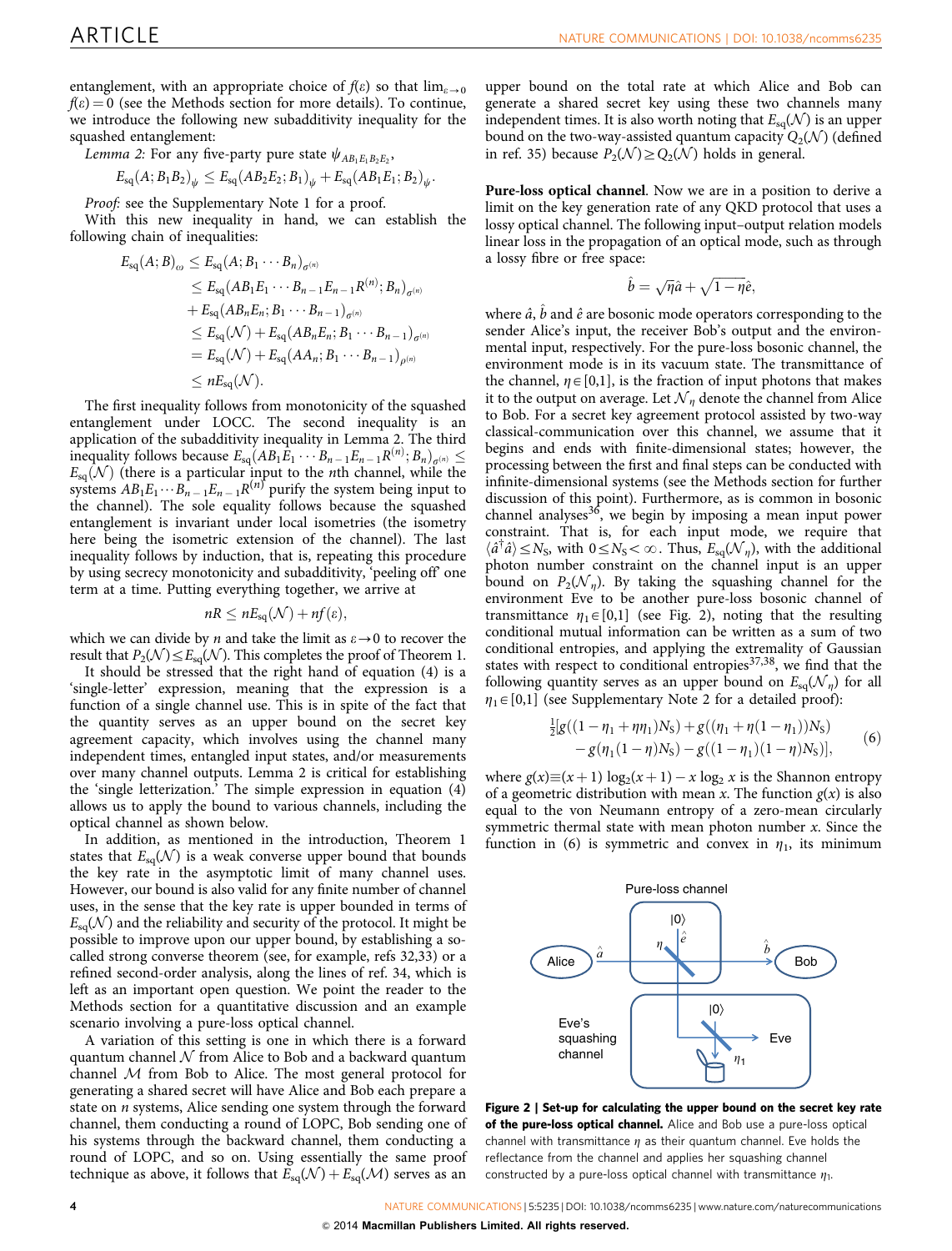entanglement, with an appropriate choice of $f(\varepsilon)$ so that $\lim_{\varepsilon\to 0} f(\varepsilon)=0$ (see the Methods section for more details). To continue, we introduce the following new subadditivity inequality for the squashed entanglement:

*Lemma 2:* For any five-party pure state $\psi_{AB_1E_1B_2E_2}$,

$$E_{\rm sq}(A;B_1B_2)_\psi \le E_{\rm sq}(AB_2E_2;B_1)_\psi + E_{\rm sq}(AB_1E_1;B_2)_\psi.$$

*Proof:* see the Supplementary Note 1 for a proof.

With this new inequality in hand, we can establish the following chain of inequalities:

$$\begin{aligned}
E_{\rm sq}(A;B)_\omega &\le E_{\rm sq}(A;B_1\cdots B_n)_{\sigma^{(n)}}\\
&\le E_{\rm sq}(AB_1E_1\cdots B_{n-1}E_{n-1}R^{(n)};B_n)_{\sigma^{(n)}}\\
&+ E_{\rm sq}(AB_nE_n;B_1\cdots B_{n-1})_{\sigma^{(n)}}\\
&\le E_{\rm sq}(\mathcal{N}) + E_{\rm sq}(AB_nE_n;B_1\cdots B_{n-1})_{\sigma^{(n)}}\\
&= E_{\rm sq}(\mathcal{N}) + E_{\rm sq}(AA_n;B_1\cdots B_{n-1})_{\rho^{(n)}}\\
&\le nE_{\rm sq}(\mathcal{N}).
\end{aligned}$$

The first inequality follows from monotonicity of the squashed entanglement under LOCC. The second inequality is an application of the subadditivity inequality in Lemma 2. The third inequality follows because $E_{\rm sq}(AB_1E_1\cdots B_{n-1}E_{n-1}R^{(n)};B_n)_{\sigma^{(n)}} \le E_{\rm sq}(\mathcal{N})$ (there is a particular input to the $n$th channel, while the systems $AB_1E_1\cdots B_{n-1}E_{n-1}R^{(n)}$ purify the system being input to the channel). The sole equality follows because the squashed entanglement is invariant under local isometries (the isometry here being the isometric extension of the channel). The last inequality follows by induction, that is, repeating this procedure by using secrecy monotonicity and subadditivity, 'peeling off' one term at a time. Putting everything together, we arrive at

$$nR \le nE_{\rm sq}(\mathcal{N}) + nf(\varepsilon),$$

which we can divide by $n$ and take the limit as $\varepsilon\to 0$ to recover the result that $P_2(\mathcal{N})\le E_{\rm sq}(\mathcal{N})$. This completes the proof of Theorem 1.

It should be stressed that the right hand of equation (4) is a 'single-letter' expression, meaning that the expression is a function of a single channel use. This is in spite of the fact that the quantity serves as an upper bound on the secret key agreement capacity, which involves using the channel many independent times, entangled input states, and/or measurements over many channel outputs. Lemma 2 is critical for establishing the 'single letterization.' The simple expression in equation (4) allows us to apply the bound to various channels, including the optical channel as shown below.

In addition, as mentioned in the introduction, Theorem 1 states that $E_{\rm sq}(\mathcal{N})$ is a weak converse upper bound that bounds the key rate in the asymptotic limit of many channel uses. However, our bound is also valid for any finite number of channel uses, in the sense that the key rate is upper bounded in terms of $E_{\rm sq}(\mathcal{N})$ and the reliability and security of the protocol. It might be possible to improve upon our upper bound, by establishing a so-called strong converse theorem (see, for example, refs 32,33) or a refined second-order analysis, along the lines of ref. 34, which is left as an important open question. We point the reader to the Methods section for a quantitative discussion and an example scenario involving a pure-loss optical channel.

A variation of this setting is one in which there is a forward quantum channel $\mathcal{N}$ from Alice to Bob and a backward quantum channel $\mathcal{M}$ from Bob to Alice. The most general protocol for generating a shared secret will have Alice and Bob each prepare a state on $n$ systems, Alice sending one system through the forward channel, them conducting a round of LOPC, Bob sending one of his systems through the backward channel, them conducting a round of LOPC, and so on. Using essentially the same proof technique as above, it follows that $E_{\rm sq}(\mathcal{N})+E_{\rm sq}(\mathcal{M})$ serves as an upper bound on the total rate at which Alice and Bob can generate a shared secret key using these two channels many independent times. It is also worth noting that $E_{\rm sq}(\mathcal{N})$ is an upper bound on the two-way-assisted quantum capacity $Q_2(\mathcal{N})$ (defined in ref. 35) because $P_2(\mathcal{N})\ge Q_2(\mathcal{N})$ holds in general.

**Pure-loss optical channel**. Now we are in a position to derive a limit on the key generation rate of any QKD protocol that uses a lossy optical channel. The following input–output relation models linear loss in the propagation of an optical mode, such as through a lossy fibre or free space:

$$\hat{b} = \sqrt{\eta}\hat{a} + \sqrt{1-\eta}\hat{e},$$

where $\hat{a}$, $\hat{b}$ and $\hat{e}$ are bosonic mode operators corresponding to the sender Alice's input, the receiver Bob's output and the environmental input, respectively. For the pure-loss bosonic channel, the environment mode is in its vacuum state. The transmittance of the channel, $\eta\in[0,1]$, is the fraction of input photons that makes it to the output on average. Let $\mathcal{N}_\eta$ denote the channel from Alice to Bob. For a secret key agreement protocol assisted by two-way classical-communication over this channel, we assume that it begins and ends with finite-dimensional states; however, the processing between the first and final steps can be conducted with infinite-dimensional systems (see the Methods section for further discussion of this point). Furthermore, as is common in bosonic channel analyses[36], we begin by imposing a mean input power constraint. That is, for each input mode, we require that $\langle \hat{a}^\dagger\hat{a}\rangle \le N_S$, with $0\le N_S<\infty$. Thus, $E_{\rm sq}(\mathcal{N}_\eta)$, with the additional photon number constraint on the channel input is an upper bound on $P_2(\mathcal{N}_\eta)$. By taking the squashing channel for the environment Eve to be another pure-loss bosonic channel of transmittance $\eta_1\in[0,1]$ (see Fig. 2), noting that the resulting conditional mutual information can be written as a sum of two conditional entropies, and applying the extremality of Gaussian states with respect to conditional entropies[37,38], we find that the following quantity serves as an upper bound on $E_{\rm sq}(\mathcal{N}_\eta)$ for all $\eta_1\in[0,1]$ (see Supplementary Note 2 for a detailed proof):

$$\begin{aligned}
&\tfrac{1}{2}[g((1-\eta_1+\eta\eta_1)N_S) + g((\eta_1+\eta(1-\eta_1))N_S)\\
&\quad - g(\eta_1(1-\eta)N_S) - g((1-\eta_1)(1-\eta)N_S)],
\end{aligned}\qquad(6)$$

where $g(x)\equiv(x+1)\log_2(x+1) - x\log_2 x$ is the Shannon entropy of a geometric distribution with mean $x$. The function $g(x)$ is also equal to the von Neumann entropy of a zero-mean circularly symmetric thermal state with mean photon number $x$. Since the function in (6) is symmetric and convex in $\eta_1$, its minimum

**Figure 2 | Set-up for calculating the upper bound on the secret key rate of the pure-loss optical channel.** Alice and Bob use a pure-loss optical channel with transmittance $\eta$ as their quantum channel. Eve holds the reflectance from the channel and applies her squashing channel constructed by a pure-loss optical channel with transmittance $\eta_1$.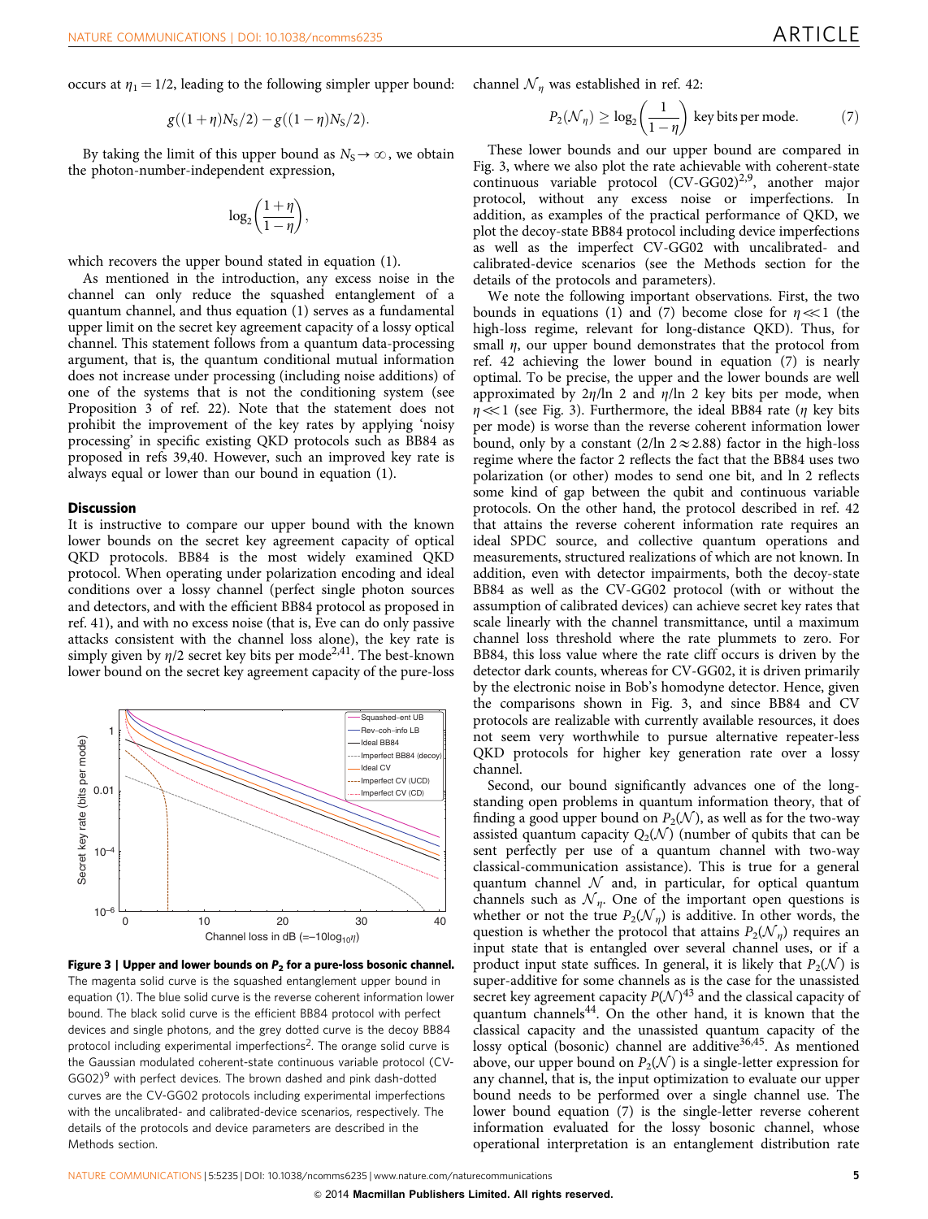occurs at $\eta_1 = 1/2$, leading to the following simpler upper bound:

$$g((1+\eta)N_S/2) - g((1-\eta)N_S/2).$$

By taking the limit of this upper bound as $N_S \to \infty$, we obtain the photon-number-independent expression,

$$\log_2\left(\frac{1+\eta}{1-\eta}\right),$$

which recovers the upper bound stated in equation (1).

As mentioned in the introduction, any excess noise in the channel can only reduce the squashed entanglement of a quantum channel, and thus equation (1) serves as a fundamental upper limit on the secret key agreement capacity of a lossy optical channel. This statement follows from a quantum data-processing argument, that is, the quantum conditional mutual information does not increase under processing (including noise additions) of one of the systems that is not the conditioning system (see Proposition 3 of ref. 22). Note that the statement does not prohibit the improvement of the key rates by applying 'noisy processing' in specific existing QKD protocols such as BB84 as proposed in refs 39,40. However, such an improved key rate is always equal or lower than our bound in equation (1).

## Discussion

It is instructive to compare our upper bound with the known lower bounds on the secret key agreement capacity of optical QKD protocols. BB84 is the most widely examined QKD protocol. When operating under polarization encoding and ideal conditions over a lossy channel (perfect single photon sources and detectors, and with the efficient BB84 protocol as proposed in ref. 41), and with no excess noise (that is, Eve can do only passive attacks consistent with the channel loss alone), the key rate is simply given by $\eta/2$ secret key bits per mode[2,41]. The best-known lower bound on the secret key agreement capacity of the pure-loss channel $\mathcal{N}_\eta$ was established in ref. 42:

$$P_2(\mathcal{N}_\eta) \geq \log_2\left(\frac{1}{1-\eta}\right) \text{ key bits per mode.} \tag{7}$$

These lower bounds and our upper bound are compared in Fig. 3, where we also plot the rate achievable with coherent-state continuous variable protocol (CV-GG02)[2,9], another major protocol, without any excess noise or imperfections. In addition, as examples of the practical performance of QKD, we plot the decoy-state BB84 protocol including device imperfections as well as the imperfect CV-GG02 with uncalibrated- and calibrated-device scenarios (see the Methods section for the details of the protocols and parameters).

**Figure 3 | Upper and lower bounds on $P_2$ for a pure-loss bosonic channel.** The magenta solid curve is the squashed entanglement upper bound in equation (1). The blue solid curve is the reverse coherent information lower bound. The black solid curve is the efficient BB84 protocol with perfect devices and single photons, and the grey dotted curve is the decoy BB84 protocol including experimental imperfections[2]. The orange solid curve is the Gaussian modulated coherent-state continuous variable protocol (CV-GG02)[9] with perfect devices. The brown dashed and pink dash-dotted curves are the CV-GG02 protocols including experimental imperfections with the uncalibrated- and calibrated-device scenarios, respectively. The details of the protocols and device parameters are described in the Methods section.

We note the following important observations. First, the two bounds in equations (1) and (7) become close for $\eta \ll 1$ (the high-loss regime, relevant for long-distance QKD). Thus, for small $\eta$, our upper bound demonstrates that the protocol from ref. 42 achieving the lower bound in equation (7) is nearly optimal. To be precise, the upper and the lower bounds are well approximated by $2\eta/\ln 2$ and $\eta/\ln 2$ key bits per mode, when $\eta \ll 1$ (see Fig. 3). Furthermore, the ideal BB84 rate ($\eta$ key bits per mode) is worse than the reverse coherent information lower bound, only by a constant ($2/\ln 2 \approx 2.88$) factor in the high-loss regime where the factor 2 reflects the fact that the BB84 uses two polarization (or other) modes to send one bit, and ln 2 reflects some kind of gap between the qubit and continuous variable protocols. On the other hand, the protocol described in ref. 42 that attains the reverse coherent information rate requires an ideal SPDC source, and collective quantum operations and measurements, structured realizations of which are not known. In addition, even with detector impairments, both the decoy-state BB84 as well as the CV-GG02 protocol (with or without the assumption of calibrated devices) can achieve secret key rates that scale linearly with the channel transmittance, until a maximum channel loss threshold where the rate plummets to zero. For BB84, this loss value where the rate cliff occurs is driven by the detector dark counts, whereas for CV-GG02, it is driven primarily by the electronic noise in Bob's homodyne detector. Hence, given the comparisons shown in Fig. 3, and since BB84 and CV protocols are realizable with currently available resources, it does not seem very worthwhile to pursue alternative repeater-less QKD protocols for higher key generation rate over a lossy channel.

Second, our bound significantly advances one of the long-standing open problems in quantum information theory, that of finding a good upper bound on $P_2(\mathcal{N})$, as well as for the two-way assisted quantum capacity $Q_2(\mathcal{N})$ (number of qubits that can be sent perfectly per use of a quantum channel with two-way classical-communication assistance). This is true for a general quantum channel $\mathcal{N}$ and, in particular, for optical quantum channels such as $\mathcal{N}_\eta$. One of the important open questions is whether or not the true $P_2(\mathcal{N}_\eta)$ is additive. In other words, the question is whether the protocol that attains $P_2(\mathcal{N}_\eta)$ requires an input state that is entangled over several channel uses, or if a product input state suffices. In general, it is likely that $P_2(\mathcal{N})$ is super-additive for some channels as is the case for the unassisted secret key agreement capacity $P(\mathcal{N})$[43] and the classical capacity of quantum channels[44]. On the other hand, it is known that the classical capacity and the unassisted quantum capacity of the lossy optical (bosonic) channel are additive[36,45]. As mentioned above, our upper bound on $P_2(\mathcal{N})$ is a single-letter expression for any channel, that is, the input optimization to evaluate our upper bound needs to be performed over a single channel use. The lower bound equation (7) is the single-letter reverse coherent information evaluated for the lossy bosonic channel, whose operational interpretation is an entanglement distribution rate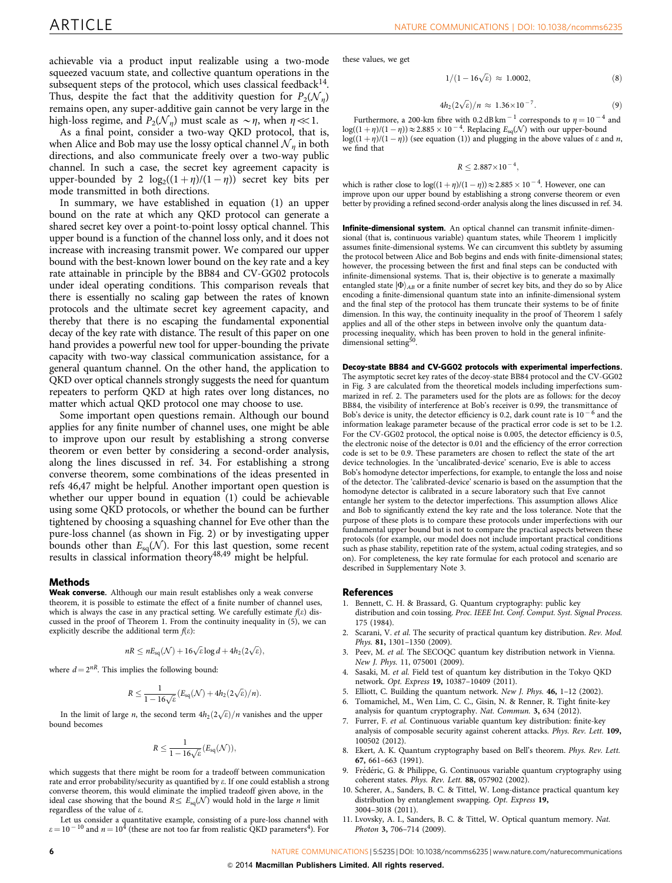achievable via a product input realizable using a two-mode squeezed vacuum state, and collective quantum operations in the subsequent steps of the protocol, which uses classical feedback[14]. Thus, despite the fact that the additivity question for $P_2(\mathcal{N}_\eta)$ remains open, any super-additive gain cannot be very large in the high-loss regime, and $P_2(\mathcal{N}_\eta)$ must scale as $\sim\eta$, when $\eta \ll 1$.

As a final point, consider a two-way QKD protocol, that is, when Alice and Bob may use the lossy optical channel $\mathcal{N}_\eta$ in both directions, and also communicate freely over a two-way public channel. In such a case, the secret key agreement capacity is upper-bounded by $2\,\log_2((1+\eta)/(1-\eta))$ secret key bits per mode transmitted in both directions.

In summary, we have established in equation (1) an upper bound on the rate at which any QKD protocol can generate a shared secret key over a point-to-point lossy optical channel. This upper bound is a function of the channel loss only, and it does not increase with increasing transmit power. We compared our upper bound with the best-known lower bound on the key rate and a key rate attainable in principle by the BB84 and CV-GG02 protocols under ideal operating conditions. This comparison reveals that there is essentially no scaling gap between the rates of known protocols and the ultimate secret key agreement capacity, and thereby that there is no escaping the fundamental exponential decay of the key rate with distance. The result of this paper on one hand provides a powerful new tool for upper-bounding the private capacity with two-way classical communication assistance, for a general quantum channel. On the other hand, the application to QKD over optical channels strongly suggests the need for quantum repeaters to perform QKD at high rates over long distances, no matter which actual QKD protocol one may choose to use.

Some important open questions remain. Although our bound applies for any finite number of channel uses, one might be able to improve upon our result by establishing a strong converse theorem or even better by considering a second-order analysis, along the lines discussed in ref. 34. For establishing a strong converse theorem, some combinations of the ideas presented in refs 46,47 might be helpful. Another important open question is whether our upper bound in equation (1) could be achievable using some QKD protocols, or whether the bound can be further tightened by choosing a squashing channel for Eve other than the pure-loss channel (as shown in Fig. 2) or by investigating upper bounds other than $E_{\rm sq}(\mathcal{N})$. For this last question, some recent results in classical information theory[48,49] might be helpful.

## Methods

**Weak converse.** Although our main result establishes only a weak converse theorem, it is possible to estimate the effect of a finite number of channel uses, which is always the case in any practical setting. We carefully estimate $f(\varepsilon)$ discussed in the proof of Theorem 1. From the continuity inequality in (5), we can explicitly describe the additional term $f(\varepsilon)$:

$$nR \le nE_{\rm sq}(\mathcal{N}) + 16\sqrt{\varepsilon}\log d + 4h_2(2\sqrt{\varepsilon}),$$

where $d = 2^{nR}$. This implies the following bound:

$$R \le \frac{1}{1-16\sqrt{\varepsilon}}\left(E_{\rm sq}(\mathcal{N}) + 4h_2(2\sqrt{\varepsilon})/n\right).$$

In the limit of large $n$, the second term $4h_2(2\sqrt{\varepsilon})/n$ vanishes and the upper bound becomes

$$R \le \frac{1}{1-16\sqrt{\varepsilon}}\left(E_{\rm sq}(\mathcal{N})\right),$$

which suggests that there might be room for a tradeoff between communication rate and error probability/security as quantified by $\varepsilon$. If one could establish a strong converse theorem, this would eliminate the implied tradeoff given above, in the ideal case showing that the bound $R \le E_{\rm sq}(\mathcal{N})$ would hold in the large $n$ limit regardless of the value of $\varepsilon$.

Let us consider a quantitative example, consisting of a pure-loss channel with $\varepsilon = 10^{-10}$ and $n = 10^4$ (these are not too far from realistic QKD parameters[4]). For these values, we get

$$1/(1-16\sqrt{\varepsilon}) \approx 1.0002, \tag{8}$$

$$4h_2(2\sqrt{\varepsilon})/n \approx 1.36\times10^{-7}. \tag{9}$$

Furthermore, a 200-km fibre with $0.2\,{\rm dB\,km^{-1}}$ corresponds to $\eta = 10^{-4}$ and $\log((1+\eta)/(1-\eta)) \approx 2.885\times10^{-4}$. Replacing $E_{\rm sq}(\mathcal{N})$ with our upper-bound $\log((1+\eta)/(1-\eta))$ (see equation (1)) and plugging in the above values of $\varepsilon$ and $n$, we find that

$$R \le 2.887\times10^{-4},$$

which is rather close to $\log((1+\eta)/(1-\eta)) \approx 2.885\times10^{-4}$. However, one can improve upon our upper bound by establishing a strong converse theorem or even better by providing a refined second-order analysis along the lines discussed in ref. 34.

**Infinite-dimensional system.** An optical channel can transmit infinite-dimensional (that is, continuous variable) quantum states, while Theorem 1 implicitly assumes finite-dimensional systems. We can circumvent this subtlety by assuming the protocol between Alice and Bob begins and ends with finite-dimensional states; however, the processing between the first and final steps can be conducted with infinite-dimensional systems. That is, their objective is to generate a maximally entangled state $|\Phi\rangle_{AB}$ or a finite number of secret key bits, and they do so by Alice encoding a finite-dimensional quantum state into an infinite-dimensional system and the final step of the protocol has them truncate their systems to be of finite dimension. In this way, the continuity inequality in the proof of Theorem 1 safely applies and all of the other steps in between involve only the quantum data-processing inequality, which has been proven to hold in the general infinite-dimensional setting[50].

**Decoy-state BB84 and CV-GG02 protocols with experimental imperfections.** The asymptotic secret key rates of the decoy-state BB84 protocol and the CV-GG02 in Fig. 3 are calculated from the theoretical models including imperfections summarized in ref. 2. The parameters used for the plots are as follows: for the decoy BB84, the visibility of interference at Bob's receiver is 0.99, the transmittance of Bob's device is unity, the detector efficiency is 0.2, dark count rate is $10^{-6}$ and the information leakage parameter because of the practical error code is set to be 1.2. For the CV-GG02 protocol, the optical noise is 0.005, the detector efficiency is 0.5, the electronic noise of the detector is 0.01 and the efficiency of the error correction code is set to be 0.9. These parameters are chosen to reflect the state of the art device technologies. In the 'uncalibrated-device' scenario, Eve is able to access Bob's homodyne detector imperfections, for example, to entangle the loss and noise of the detector. The 'calibrated-device' scenario is based on the assumption that the homodyne detector is calibrated in a secure laboratory such that Eve cannot entangle her system to the detector imperfections. This assumption allows Alice and Bob to significantly extend the key rate and the loss tolerance. Note that the purpose of these plots is to compare these protocols under imperfections with our fundamental upper bound but is not to compare the practical aspects between these protocols (for example, our model does not include important practical conditions such as phase stability, repetition rate of the system, actual coding strategies, and so on). For completeness, the key rate formulae for each protocol and scenario are described in Supplementary Note 3.

## References

1. Bennett, C. H. & Brassard, G. Quantum cryptography: public key distribution and coin tossing. *Proc. IEEE Int. Conf. Comput. Syst. Signal Process.* 175 (1984).
2. Scarani, V. *et al.* The security of practical quantum key distribution. *Rev. Mod. Phys.* **81,** 1301–1350 (2009).
3. Peev, M. *et al.* The SECOQC quantum key distribution network in Vienna. *New J. Phys.* 11, 075001 (2009).
4. Sasaki, M. *et al.* Field test of quantum key distribution in the Tokyo QKD network. *Opt. Express* **19,** 10387–10409 (2011).
5. Elliott, C. Building the quantum network. *New J. Phys.* **46,** 1–12 (2002).
6. Tomamichel, M., Wen Lim, C. C., Gisin, N. & Renner, R. Tight finite-key analysis for quantum cryptography. *Nat. Commun.* **3,** 634 (2012).
7. Furrer, F. *et al.* Continuous variable quantum key distribution: finite-key analysis of composable security against coherent attacks. *Phys. Rev. Lett.* **109,** 100502 (2012).
8. Ekert, A. K. Quantum cryptography based on Bell's theorem. *Phys. Rev. Lett.* **67,** 661–663 (1991).
9. Frédéric, G. & Philippe, G. Continuous variable quantum cryptography using coherent states. *Phys. Rev. Lett.* **88,** 057902 (2002).
10. Scherer, A., Sanders, B. C. & Tittel, W. Long-distance practical quantum key distribution by entanglement swapping. *Opt. Express* **19,** 3004–3018 (2011).
11. Lvovsky, A. I., Sanders, B. C. & Tittel, W. Optical quantum memory. *Nat. Photon* **3,** 706–714 (2009).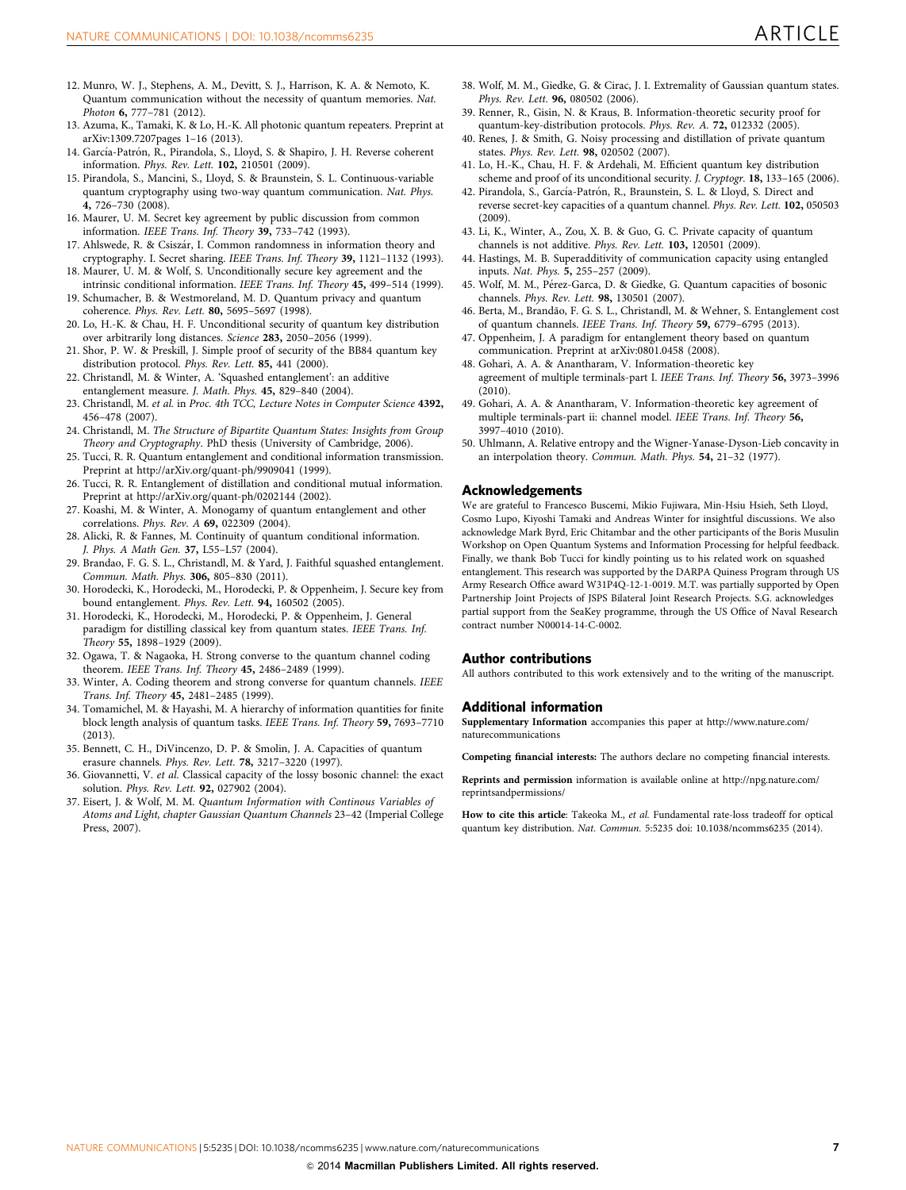12. Munro, W. J., Stephens, A. M., Devitt, S. J., Harrison, K. A. & Nemoto, K. Quantum communication without the necessity of quantum memories. *Nat. Photon* **6,** 777–781 (2012).
13. Azuma, K., Tamaki, K. & Lo, H.-K. All photonic quantum repeaters. Preprint at arXiv:1309.7207pages 1–16 (2013).
14. García-Patrón, R., Pirandola, S., Lloyd, S. & Shapiro, J. H. Reverse coherent information. *Phys. Rev. Lett.* **102,** 210501 (2009).
15. Pirandola, S., Mancini, S., Lloyd, S. & Braunstein, S. L. Continuous-variable quantum cryptography using two-way quantum communication. *Nat. Phys.* **4,** 726–730 (2008).
16. Maurer, U. M. Secret key agreement by public discussion from common information. *IEEE Trans. Inf. Theory* **39,** 733–742 (1993).
17. Ahlswede, R. & Csiszár, I. Common randomness in information theory and cryptography. I. Secret sharing. *IEEE Trans. Inf. Theory* **39,** 1121–1132 (1993).
18. Maurer, U. M. & Wolf, S. Unconditionally secure key agreement and the intrinsic conditional information. *IEEE Trans. Inf. Theory* **45,** 499–514 (1999).
19. Schumacher, B. & Westmoreland, M. D. Quantum privacy and quantum coherence. *Phys. Rev. Lett.* **80,** 5695–5697 (1998).
20. Lo, H.-K. & Chau, H. F. Unconditional security of quantum key distribution over arbitrarily long distances. *Science* **283,** 2050–2056 (1999).
21. Shor, P. W. & Preskill, J. Simple proof of security of the BB84 quantum key distribution protocol. *Phys. Rev. Lett.* **85,** 441 (2000).
22. Christandl, M. & Winter, A. 'Squashed entanglement': an additive entanglement measure. *J. Math. Phys.* **45,** 829–840 (2004).
23. Christandl, M. *et al.* in *Proc. 4th TCC, Lecture Notes in Computer Science* **4392,** 456–478 (2007).
24. Christandl, M. *The Structure of Bipartite Quantum States: Insights from Group Theory and Cryptography*. PhD thesis (University of Cambridge, 2006).
25. Tucci, R. R. Quantum entanglement and conditional information transmission. Preprint at http://arXiv.org/quant-ph/9909041 (1999).
26. Tucci, R. R. Entanglement of distillation and conditional mutual information. Preprint at http://arXiv.org/quant-ph/0202144 (2002).
27. Koashi, M. & Winter, A. Monogamy of quantum entanglement and other correlations. *Phys. Rev. A* **69,** 022309 (2004).
28. Alicki, R. & Fannes, M. Continuity of quantum conditional information. *J. Phys. A Math Gen.* **37,** L55–L57 (2004).
29. Brandao, F. G. S. L., Christandl, M. & Yard, J. Faithful squashed entanglement. *Commun. Math. Phys.* **306,** 805–830 (2011).
30. Horodecki, K., Horodecki, M., Horodecki, P. & Oppenheim, J. Secure key from bound entanglement. *Phys. Rev. Lett.* **94,** 160502 (2005).
31. Horodecki, K., Horodecki, M., Horodecki, P. & Oppenheim, J. General paradigm for distilling classical key from quantum states. *IEEE Trans. Inf. Theory* **55,** 1898–1929 (2009).
32. Ogawa, T. & Nagaoka, H. Strong converse to the quantum channel coding theorem. *IEEE Trans. Inf. Theory* **45,** 2486–2489 (1999).
33. Winter, A. Coding theorem and strong converse for quantum channels. *IEEE Trans. Inf. Theory* **45,** 2481–2485 (1999).
34. Tomamichel, M. & Hayashi, M. A hierarchy of information quantities for finite block length analysis of quantum tasks. *IEEE Trans. Inf. Theory* **59,** 7693–7710 (2013).
35. Bennett, C. H., DiVincenzo, D. P. & Smolin, J. A. Capacities of quantum erasure channels. *Phys. Rev. Lett.* **78,** 3217–3220 (1997).
36. Giovannetti, V. *et al.* Classical capacity of the lossy bosonic channel: the exact solution. *Phys. Rev. Lett.* **92,** 027902 (2004).
37. Eisert, J. & Wolf, M. M. *Quantum Information with Continous Variables of Atoms and Light, chapter Gaussian Quantum Channels* 23–42 (Imperial College Press, 2007).
38. Wolf, M. M., Giedke, G. & Cirac, J. I. Extremality of Gaussian quantum states. *Phys. Rev. Lett.* **96,** 080502 (2006).
39. Renner, R., Gisin, N. & Kraus, B. Information-theoretic security proof for quantum-key-distribution protocols. *Phys. Rev. A.* **72,** 012332 (2005).
40. Renes, J. & Smith, G. Noisy processing and distillation of private quantum states. *Phys. Rev. Lett.* **98,** 020502 (2007).
41. Lo, H.-K., Chau, H. F. & Ardehali, M. Efficient quantum key distribution scheme and proof of its unconditional security. *J. Cryptogr.* **18,** 133–165 (2006).
42. Pirandola, S., García-Patrón, R., Braunstein, S. L. & Lloyd, S. Direct and reverse secret-key capacities of a quantum channel. *Phys. Rev. Lett.* **102,** 050503 (2009).
43. Li, K., Winter, A., Zou, X. B. & Guo, G. C. Private capacity of quantum channels is not additive. *Phys. Rev. Lett.* **103,** 120501 (2009).
44. Hastings, M. B. Superadditivity of communication capacity using entangled inputs. *Nat. Phys.* **5,** 255–257 (2009).
45. Wolf, M. M., Pérez-Garca, D. & Giedke, G. Quantum capacities of bosonic channels. *Phys. Rev. Lett.* **98,** 130501 (2007).
46. Berta, M., Brandão, F. G. S. L., Christandl, M. & Wehner, S. Entanglement cost of quantum channels. *IEEE Trans. Inf. Theory* **59,** 6779–6795 (2013).
47. Oppenheim, J. A paradigm for entanglement theory based on quantum communication. Preprint at arXiv:0801.0458 (2008).
48. Gohari, A. A. & Anantharam, V. Information-theoretic key agreement of multiple terminals-part I. *IEEE Trans. Inf. Theory* **56,** 3973–3996 (2010).
49. Gohari, A. A. & Anantharam, V. Information-theoretic key agreement of multiple terminals-part ii: channel model. *IEEE Trans. Inf. Theory* **56,** 3997–4010 (2010).
50. Uhlmann, A. Relative entropy and the Wigner-Yanase-Dyson-Lieb concavity in an interpolation theory. *Commun. Math. Phys.* **54,** 21–32 (1977).

## Acknowledgements

We are grateful to Francesco Buscemi, Mikio Fujiwara, Min-Hsiu Hsieh, Seth Lloyd, Cosmo Lupo, Kiyoshi Tamaki and Andreas Winter for insightful discussions. We also acknowledge Mark Byrd, Eric Chitambar and the other participants of the Boris Musulin Workshop on Open Quantum Systems and Information Processing for helpful feedback. Finally, we thank Bob Tucci for kindly pointing us to his related work on squashed entanglement. This research was supported by the DARPA Quiness Program through US Army Research Office award W31P4Q-12-1-0019. M.T. was partially supported by Open Partnership Joint Projects of JSPS Bilateral Joint Research Projects. S.G. acknowledges partial support from the SeaKey programme, through the US Office of Naval Research contract number N00014-14-C-0002.

## Author contributions

All authors contributed to this work extensively and to the writing of the manuscript.

## Additional information

**Supplementary Information** accompanies this paper at http://www.nature.com/naturecommunications

**Competing financial interests:** The authors declare no competing financial interests.

**Reprints and permission** information is available online at http://npg.nature.com/reprintsandpermissions/

**How to cite this article**: Takeoka M., *et al.* Fundamental rate-loss tradeoff for optical quantum key distribution. *Nat. Commun.* 5:5235 doi: 10.1038/ncomms6235 (2014).